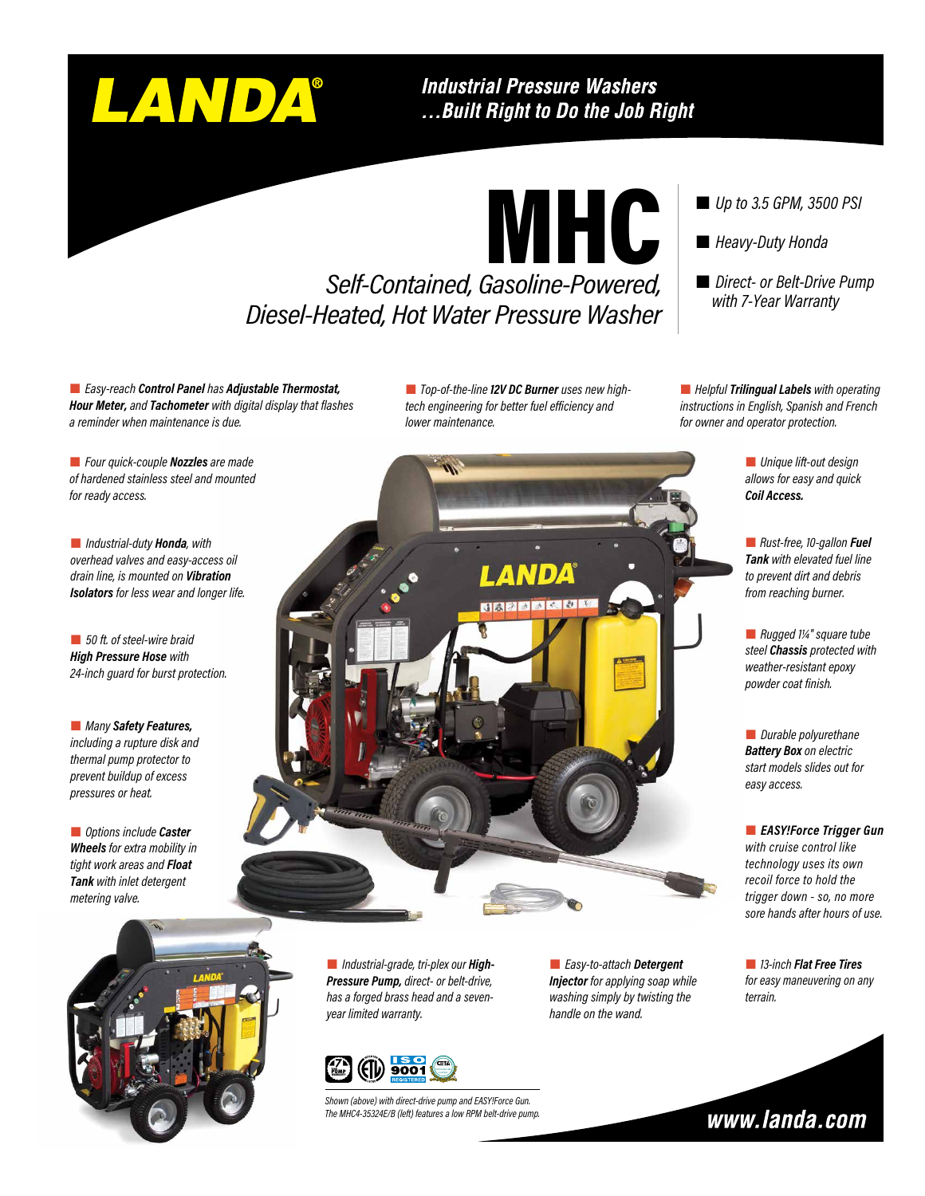# LANDA®

***Industrial Pressure Washers***
***...Built Right to Do the Job Right***

# MHC

*Self-Contained, Gasoline-Powered, Diesel-Heated, Hot Water Pressure Washer*

- *Up to 3.5 GPM, 3500 PSI*
- *Heavy-Duty Honda*
- *Direct- or Belt-Drive Pump with 7-Year Warranty*

- *Easy-reach **Control Panel** has **Adjustable Thermostat, Hour Meter,** and **Tachometer** with digital display that flashes a reminder when maintenance is due.*
- *Top-of-the-line **12V DC Burner** uses new high-tech engineering for better fuel efficiency and lower maintenance.*
- *Helpful **Trilingual Labels** with operating instructions in English, Spanish and French for owner and operator protection.*
- *Four quick-couple **Nozzles** are made of hardened stainless steel and mounted for ready access.*
- *Industrial-duty **Honda**, with overhead valves and easy-access oil drain line, is mounted on **Vibration Isolators** for less wear and longer life.*
- *50 ft. of steel-wire braid **High Pressure Hose** with 24-inch guard for burst protection.*
- *Many **Safety Features,** including a rupture disk and thermal pump protector to prevent buildup of excess pressures or heat.*
- *Options include **Caster Wheels** for extra mobility in tight work areas and **Float Tank** with inlet detergent metering valve.*
- *Unique lift-out design allows for easy and quick **Coil Access.***
- *Rust-free, 10-gallon **Fuel Tank** with elevated fuel line to prevent dirt and debris from reaching burner.*
- *Rugged 1¼" square tube steel **Chassis** protected with weather-resistant epoxy powder coat finish.*
- *Durable polyurethane **Battery Box** on electric start models slides out for easy access.*
- ***EASY!Force Trigger Gun** with cruise control like technology uses its own recoil force to hold the trigger down - so, no more sore hands after hours of use.*
- *Industrial-grade, tri-plex our **High-Pressure Pump,** direct- or belt-drive, has a forged brass head and a seven-year limited warranty.*
- *Easy-to-attach **Detergent Injector** for applying soap while washing simply by twisting the handle on the wand.*
- *13-inch **Flat Free Tires** for easy maneuvering on any terrain.*

*Shown (above) with direct-drive pump and EASY!Force Gun. The MHC4-35324E/B (left) features a low RPM belt-drive pump.*

***www.landa.com***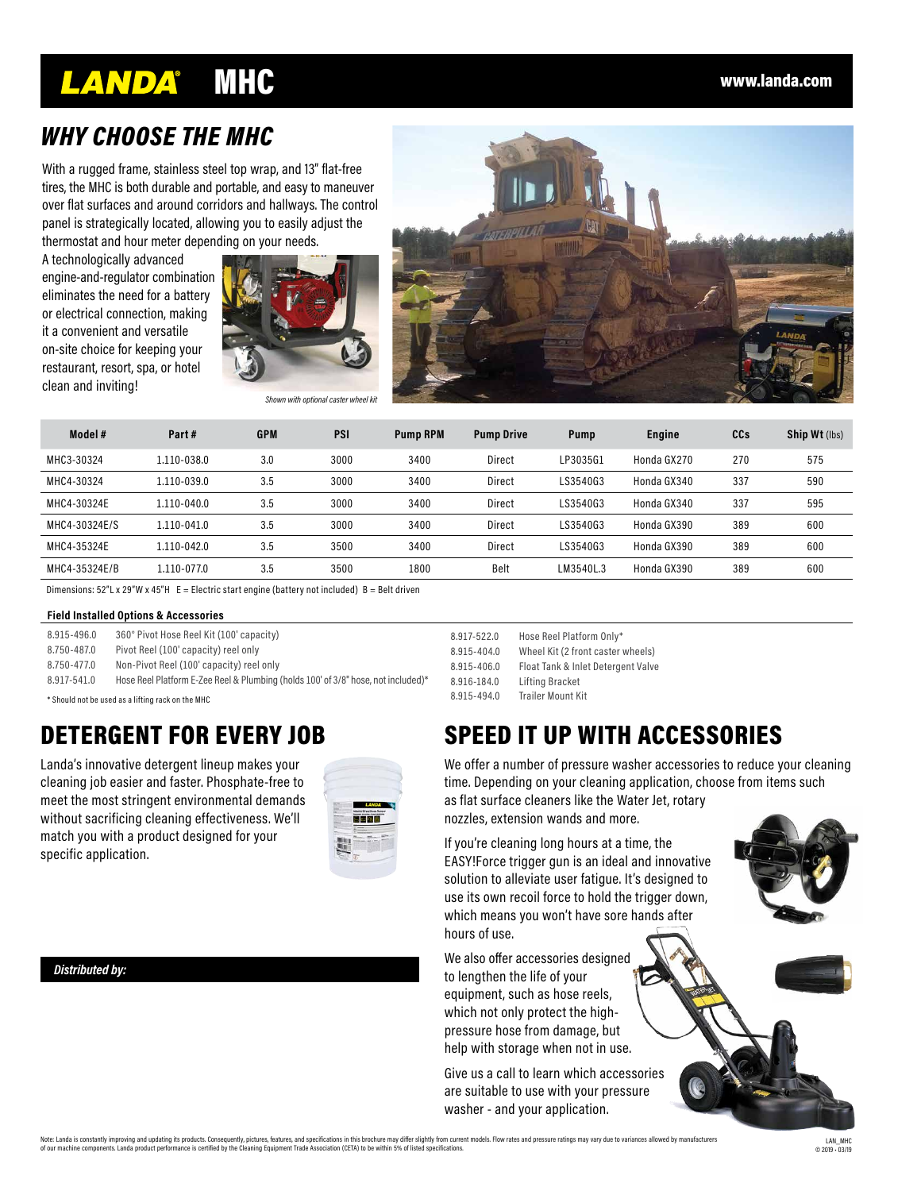# LANDA® MHC

www.landa.com

## WHY CHOOSE THE MHC

With a rugged frame, stainless steel top wrap, and 13" flat-free tires, the MHC is both durable and portable, and easy to maneuver over flat surfaces and around corridors and hallways. The control panel is strategically located, allowing you to easily adjust the thermostat and hour meter depending on your needs.

A technologically advanced engine-and-regulator combination eliminates the need for a battery or electrical connection, making it a convenient and versatile on-site choice for keeping your restaurant, resort, spa, or hotel clean and inviting!

*Shown with optional caster wheel kit*

| Model # | Part # | GPM | PSI | Pump RPM | Pump Drive | Pump | Engine | CCs | Ship Wt (lbs) |
|---|---|---|---|---|---|---|---|---|---|
| MHC3-30324 | 1.110-038.0 | 3.0 | 3000 | 3400 | Direct | LP3035G1 | Honda GX270 | 270 | 575 |
| MHC4-30324 | 1.110-039.0 | 3.5 | 3000 | 3400 | Direct | LS3540G3 | Honda GX340 | 337 | 590 |
| MHC4-30324E | 1.110-040.0 | 3.5 | 3000 | 3400 | Direct | LS3540G3 | Honda GX340 | 337 | 595 |
| MHC4-30324E/S | 1.110-041.0 | 3.5 | 3000 | 3400 | Direct | LS3540G3 | Honda GX390 | 389 | 600 |
| MHC4-35324E | 1.110-042.0 | 3.5 | 3500 | 3400 | Direct | LS3540G3 | Honda GX390 | 389 | 600 |
| MHC4-35324E/B | 1.110-077.0 | 3.5 | 3500 | 1800 | Belt | LM3540L.3 | Honda GX390 | 389 | 600 |

Dimensions: 52"L x 29"W x 45"H E = Electric start engine (battery not included) B = Belt driven

**Field Installed Options & Accessories**

| | |
|---|---|
| 8.915-496.0 | 360° Pivot Hose Reel Kit (100' capacity) |
| 8.750-487.0 | Pivot Reel (100' capacity) reel only |
| 8.750-477.0 | Non-Pivot Reel (100' capacity) reel only |
| 8.917-541.0 | Hose Reel Platform E-Zee Reel & Plumbing (holds 100' of 3/8" hose, not included)* |
| 8.917-522.0 | Hose Reel Platform Only* |
| 8.915-404.0 | Wheel Kit (2 front caster wheels) |
| 8.915-406.0 | Float Tank & Inlet Detergent Valve |
| 8.916-184.0 | Lifting Bracket |
| 8.915-494.0 | Trailer Mount Kit |

\* Should not be used as a lifting rack on the MHC

## DETERGENT FOR EVERY JOB

Landa's innovative detergent lineup makes your cleaning job easier and faster. Phosphate-free to meet the most stringent environmental demands without sacrificing cleaning effectiveness. We'll match you with a product designed for your specific application.

***Distributed by:***

## SPEED IT UP WITH ACCESSORIES

We offer a number of pressure washer accessories to reduce your cleaning time. Depending on your cleaning application, choose from items such as flat surface cleaners like the Water Jet, rotary nozzles, extension wands and more.

If you're cleaning long hours at a time, the EASY!Force trigger gun is an ideal and innovative solution to alleviate user fatigue. It's designed to use its own recoil force to hold the trigger down, which means you won't have sore hands after hours of use.

We also offer accessories designed to lengthen the life of your equipment, such as hose reels, which not only protect the high-pressure hose from damage, but help with storage when not in use.

Give us a call to learn which accessories are suitable to use with your pressure washer - and your application.

Note: Landa is constantly improving and updating its products. Consequently, pictures, features, and specifications in this brochure may differ slightly from current models. Flow rates and pressure ratings may vary due to variances allowed by manufacturers of our machine components. Landa product performance is certified by the Cleaning Equipment Trade Association (CETA) to be within 5% of listed specifications.

LAN_MHC
© 2019 - 03/19